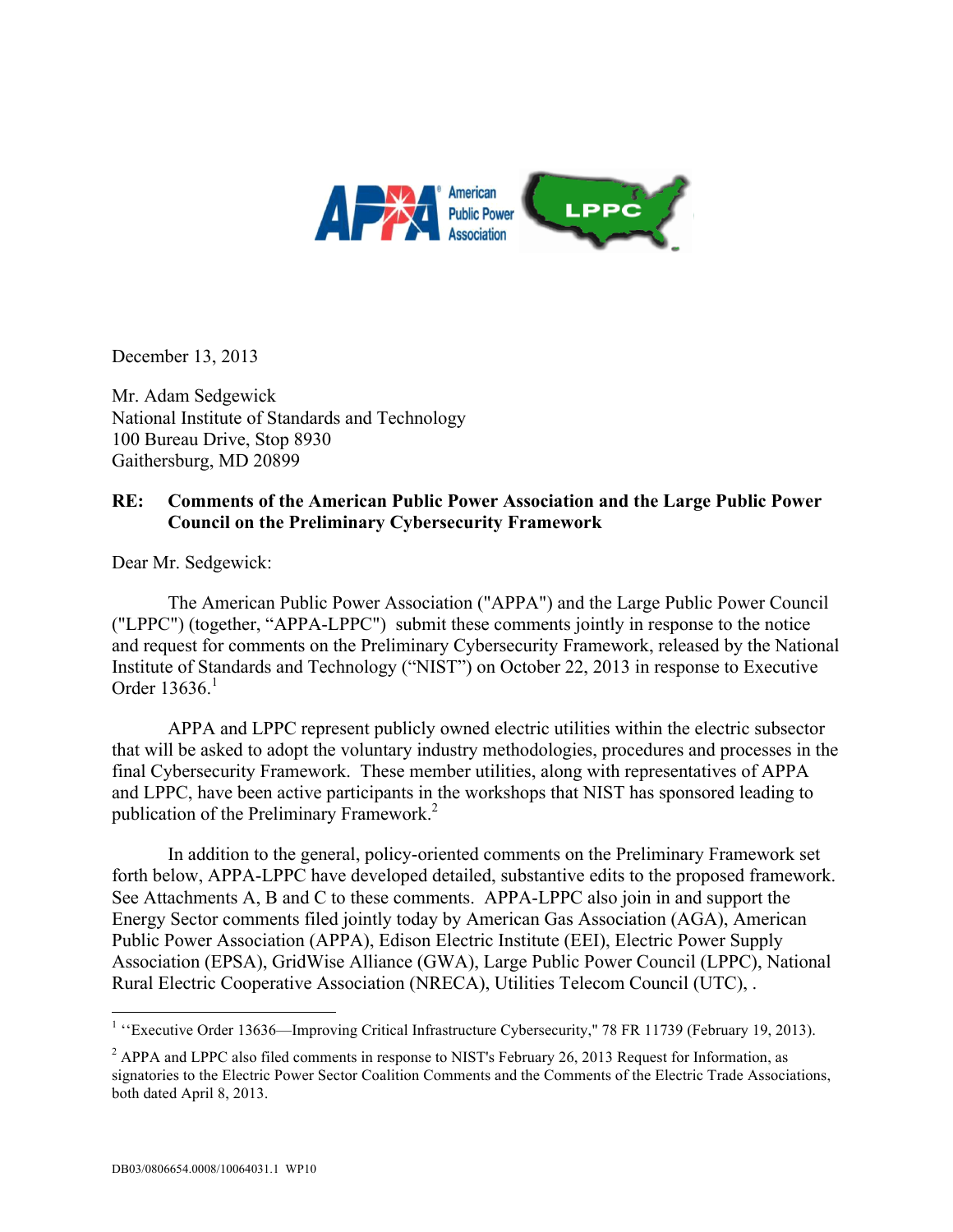December 13, 2013

Mr. Adam Sedgewick
National Institute of Standards and Technology
100 Bureau Drive, Stop 8930
Gaithersburg, MD 20899

**RE: Comments of the American Public Power Association and the Large Public Power Council on the Preliminary Cybersecurity Framework**

Dear Mr. Sedgewick:

The American Public Power Association ("APPA") and the Large Public Power Council ("LPPC") (together, "APPA-LPPC") submit these comments jointly in response to the notice and request for comments on the Preliminary Cybersecurity Framework, released by the National Institute of Standards and Technology ("NIST") on October 22, 2013 in response to Executive Order 13636.[1]

APPA and LPPC represent publicly owned electric utilities within the electric subsector that will be asked to adopt the voluntary industry methodologies, procedures and processes in the final Cybersecurity Framework. These member utilities, along with representatives of APPA and LPPC, have been active participants in the workshops that NIST has sponsored leading to publication of the Preliminary Framework.[2]

In addition to the general, policy-oriented comments on the Preliminary Framework set forth below, APPA-LPPC have developed detailed, substantive edits to the proposed framework. See Attachments A, B and C to these comments. APPA-LPPC also join in and support the Energy Sector comments filed jointly today by American Gas Association (AGA), American Public Power Association (APPA), Edison Electric Institute (EEI), Electric Power Supply Association (EPSA), GridWise Alliance (GWA), Large Public Power Council (LPPC), National Rural Electric Cooperative Association (NRECA), Utilities Telecom Council (UTC), .

---

[1] ''Executive Order 13636—Improving Critical Infrastructure Cybersecurity," 78 FR 11739 (February 19, 2013).

[2] APPA and LPPC also filed comments in response to NIST's February 26, 2013 Request for Information, as signatories to the Electric Power Sector Coalition Comments and the Comments of the Electric Trade Associations, both dated April 8, 2013.

DB03/0806654.0008/10064031.1 WP10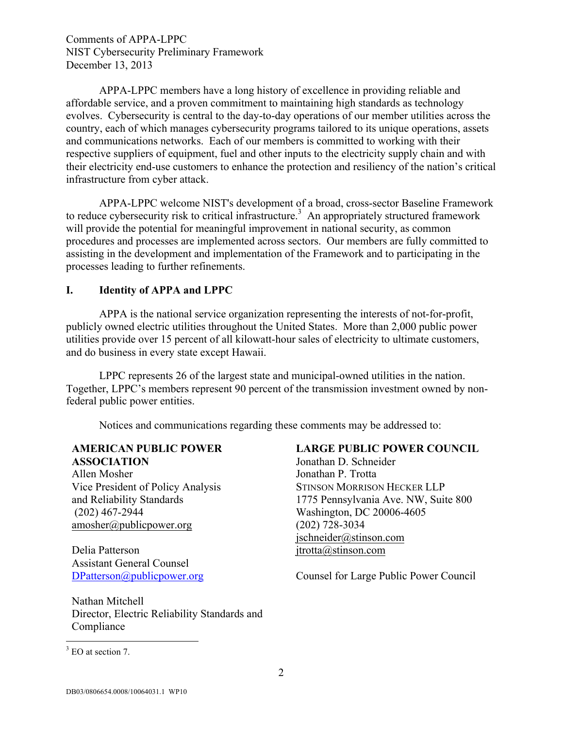APPA-LPPC members have a long history of excellence in providing reliable and affordable service, and a proven commitment to maintaining high standards as technology evolves. Cybersecurity is central to the day-to-day operations of our member utilities across the country, each of which manages cybersecurity programs tailored to its unique operations, assets and communications networks. Each of our members is committed to working with their respective suppliers of equipment, fuel and other inputs to the electricity supply chain and with their electricity end-use customers to enhance the protection and resiliency of the nation's critical infrastructure from cyber attack.

APPA-LPPC welcome NIST's development of a broad, cross-sector Baseline Framework to reduce cybersecurity risk to critical infrastructure.[3] An appropriately structured framework will provide the potential for meaningful improvement in national security, as common procedures and processes are implemented across sectors. Our members are fully committed to assisting in the development and implementation of the Framework and to participating in the processes leading to further refinements.

## I. Identity of APPA and LPPC

APPA is the national service organization representing the interests of not-for-profit, publicly owned electric utilities throughout the United States. More than 2,000 public power utilities provide over 15 percent of all kilowatt-hour sales of electricity to ultimate customers, and do business in every state except Hawaii.

LPPC represents 26 of the largest state and municipal-owned utilities in the nation. Together, LPPC's members represent 90 percent of the transmission investment owned by non-federal public power entities.

Notices and communications regarding these comments may be addressed to:

**AMERICAN PUBLIC POWER ASSOCIATION**
Allen Mosher
Vice President of Policy Analysis and Reliability Standards
(202) 467-2944
amosher@publicpower.org

Delia Patterson
Assistant General Counsel
DPatterson@publicpower.org

Nathan Mitchell
Director, Electric Reliability Standards and Compliance

**LARGE PUBLIC POWER COUNCIL**
Jonathan D. Schneider
Jonathan P. Trotta
STINSON MORRISON HECKER LLP
1775 Pennsylvania Ave. NW, Suite 800
Washington, DC 20006-4605
(202) 728-3034
jschneider@stinson.com
jtrotta@stinson.com

Counsel for Large Public Power Council

---

[3] EO at section 7.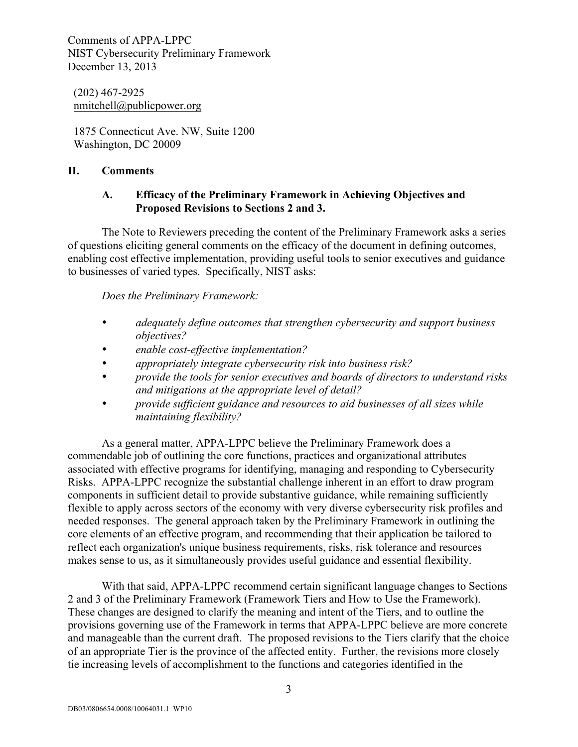(202) 467-2925
nmitchell@publicpower.org

1875 Connecticut Ave. NW, Suite 1200
Washington, DC 20009

## II. Comments

### A. Efficacy of the Preliminary Framework in Achieving Objectives and Proposed Revisions to Sections 2 and 3.

The Note to Reviewers preceding the content of the Preliminary Framework asks a series of questions eliciting general comments on the efficacy of the document in defining outcomes, enabling cost effective implementation, providing useful tools to senior executives and guidance to businesses of varied types. Specifically, NIST asks:

*Does the Preliminary Framework:*

- *adequately define outcomes that strengthen cybersecurity and support business objectives?*
- *enable cost-effective implementation?*
- *appropriately integrate cybersecurity risk into business risk?*
- *provide the tools for senior executives and boards of directors to understand risks and mitigations at the appropriate level of detail?*
- *provide sufficient guidance and resources to aid businesses of all sizes while maintaining flexibility?*

As a general matter, APPA-LPPC believe the Preliminary Framework does a commendable job of outlining the core functions, practices and organizational attributes associated with effective programs for identifying, managing and responding to Cybersecurity Risks. APPA-LPPC recognize the substantial challenge inherent in an effort to draw program components in sufficient detail to provide substantive guidance, while remaining sufficiently flexible to apply across sectors of the economy with very diverse cybersecurity risk profiles and needed responses. The general approach taken by the Preliminary Framework in outlining the core elements of an effective program, and recommending that their application be tailored to reflect each organization's unique business requirements, risks, risk tolerance and resources makes sense to us, as it simultaneously provides useful guidance and essential flexibility.

With that said, APPA-LPPC recommend certain significant language changes to Sections 2 and 3 of the Preliminary Framework (Framework Tiers and How to Use the Framework). These changes are designed to clarify the meaning and intent of the Tiers, and to outline the provisions governing use of the Framework in terms that APPA-LPPC believe are more concrete and manageable than the current draft. The proposed revisions to the Tiers clarify that the choice of an appropriate Tier is the province of the affected entity. Further, the revisions more closely tie increasing levels of accomplishment to the functions and categories identified in the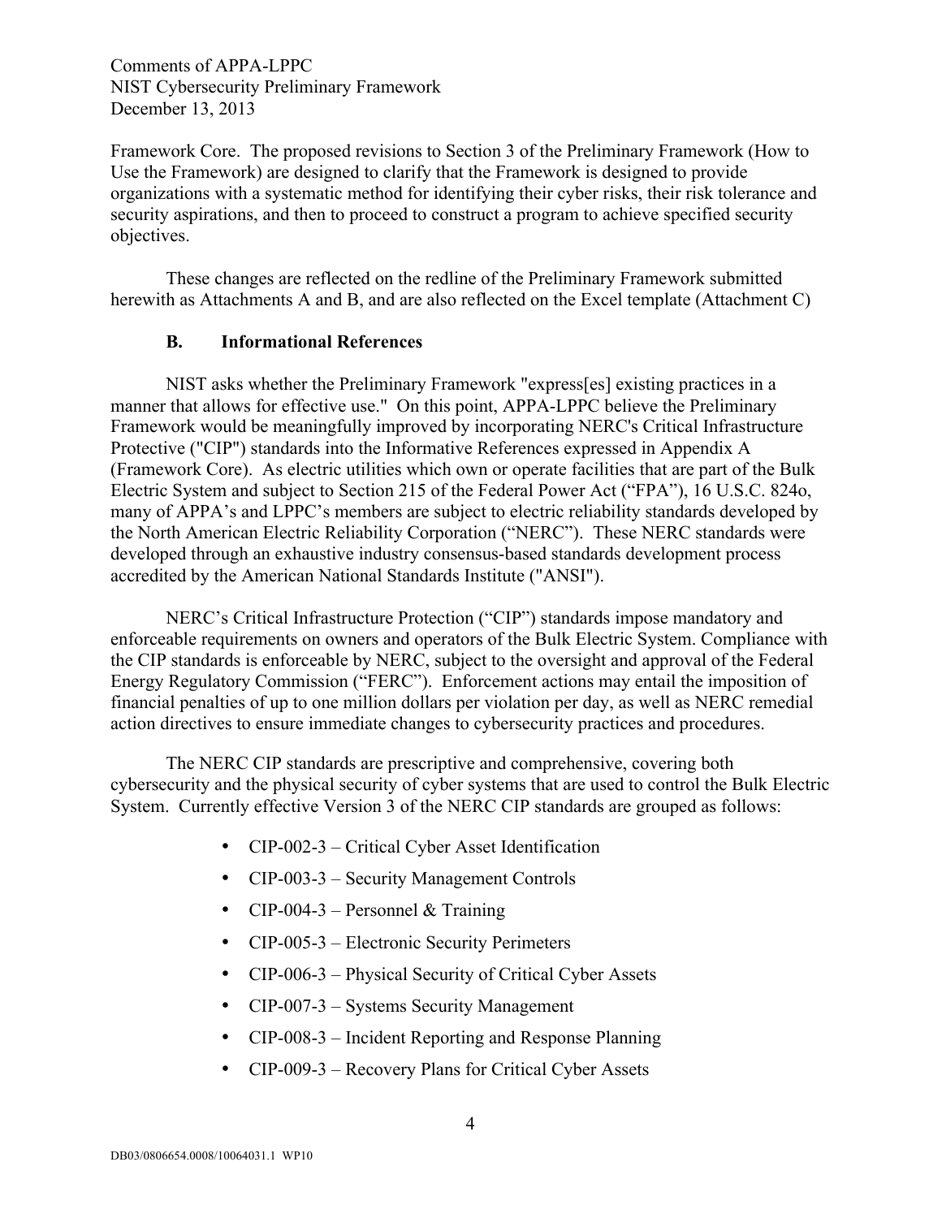Framework Core. The proposed revisions to Section 3 of the Preliminary Framework (How to Use the Framework) are designed to clarify that the Framework is designed to provide organizations with a systematic method for identifying their cyber risks, their risk tolerance and security aspirations, and then to proceed to construct a program to achieve specified security objectives.

These changes are reflected on the redline of the Preliminary Framework submitted herewith as Attachments A and B, and are also reflected on the Excel template (Attachment C)

### B. Informational References

NIST asks whether the Preliminary Framework "express[es] existing practices in a manner that allows for effective use." On this point, APPA-LPPC believe the Preliminary Framework would be meaningfully improved by incorporating NERC's Critical Infrastructure Protective ("CIP") standards into the Informative References expressed in Appendix A (Framework Core). As electric utilities which own or operate facilities that are part of the Bulk Electric System and subject to Section 215 of the Federal Power Act ("FPA"), 16 U.S.C. 824o, many of APPA's and LPPC's members are subject to electric reliability standards developed by the North American Electric Reliability Corporation ("NERC"). These NERC standards were developed through an exhaustive industry consensus-based standards development process accredited by the American National Standards Institute ("ANSI").

NERC's Critical Infrastructure Protection ("CIP") standards impose mandatory and enforceable requirements on owners and operators of the Bulk Electric System. Compliance with the CIP standards is enforceable by NERC, subject to the oversight and approval of the Federal Energy Regulatory Commission ("FERC"). Enforcement actions may entail the imposition of financial penalties of up to one million dollars per violation per day, as well as NERC remedial action directives to ensure immediate changes to cybersecurity practices and procedures.

The NERC CIP standards are prescriptive and comprehensive, covering both cybersecurity and the physical security of cyber systems that are used to control the Bulk Electric System. Currently effective Version 3 of the NERC CIP standards are grouped as follows:

- CIP-002-3 – Critical Cyber Asset Identification
- CIP-003-3 – Security Management Controls
- CIP-004-3 – Personnel & Training
- CIP-005-3 – Electronic Security Perimeters
- CIP-006-3 – Physical Security of Critical Cyber Assets
- CIP-007-3 – Systems Security Management
- CIP-008-3 – Incident Reporting and Response Planning
- CIP-009-3 – Recovery Plans for Critical Cyber Assets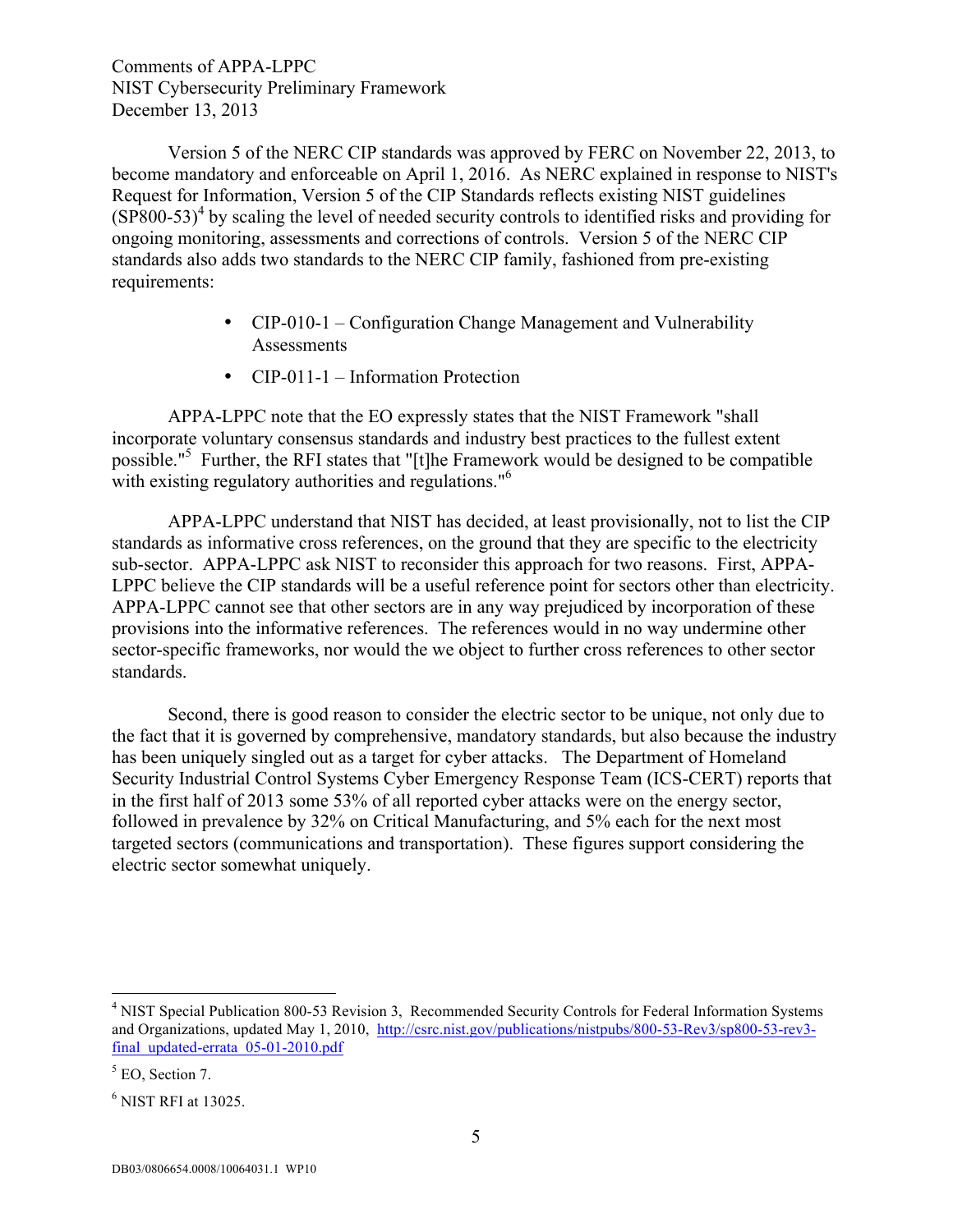Version 5 of the NERC CIP standards was approved by FERC on November 22, 2013, to become mandatory and enforceable on April 1, 2016. As NERC explained in response to NIST's Request for Information, Version 5 of the CIP Standards reflects existing NIST guidelines (SP800-53)[4] by scaling the level of needed security controls to identified risks and providing for ongoing monitoring, assessments and corrections of controls. Version 5 of the NERC CIP standards also adds two standards to the NERC CIP family, fashioned from pre-existing requirements:

- CIP-010-1 – Configuration Change Management and Vulnerability Assessments
- CIP-011-1 – Information Protection

APPA-LPPC note that the EO expressly states that the NIST Framework "shall incorporate voluntary consensus standards and industry best practices to the fullest extent possible."[5] Further, the RFI states that "[t]he Framework would be designed to be compatible with existing regulatory authorities and regulations."[6]

APPA-LPPC understand that NIST has decided, at least provisionally, not to list the CIP standards as informative cross references, on the ground that they are specific to the electricity sub-sector. APPA-LPPC ask NIST to reconsider this approach for two reasons. First, APPA-LPPC believe the CIP standards will be a useful reference point for sectors other than electricity. APPA-LPPC cannot see that other sectors are in any way prejudiced by incorporation of these provisions into the informative references. The references would in no way undermine other sector-specific frameworks, nor would the we object to further cross references to other sector standards.

Second, there is good reason to consider the electric sector to be unique, not only due to the fact that it is governed by comprehensive, mandatory standards, but also because the industry has been uniquely singled out as a target for cyber attacks. The Department of Homeland Security Industrial Control Systems Cyber Emergency Response Team (ICS-CERT) reports that in the first half of 2013 some 53% of all reported cyber attacks were on the energy sector, followed in prevalence by 32% on Critical Manufacturing, and 5% each for the next most targeted sectors (communications and transportation). These figures support considering the electric sector somewhat uniquely.

---

[4] NIST Special Publication 800-53 Revision 3, Recommended Security Controls for Federal Information Systems and Organizations, updated May 1, 2010, http://csrc.nist.gov/publications/nistpubs/800-53-Rev3/sp800-53-rev3-final_updated-errata_05-01-2010.pdf

[5] EO, Section 7.

[6] NIST RFI at 13025.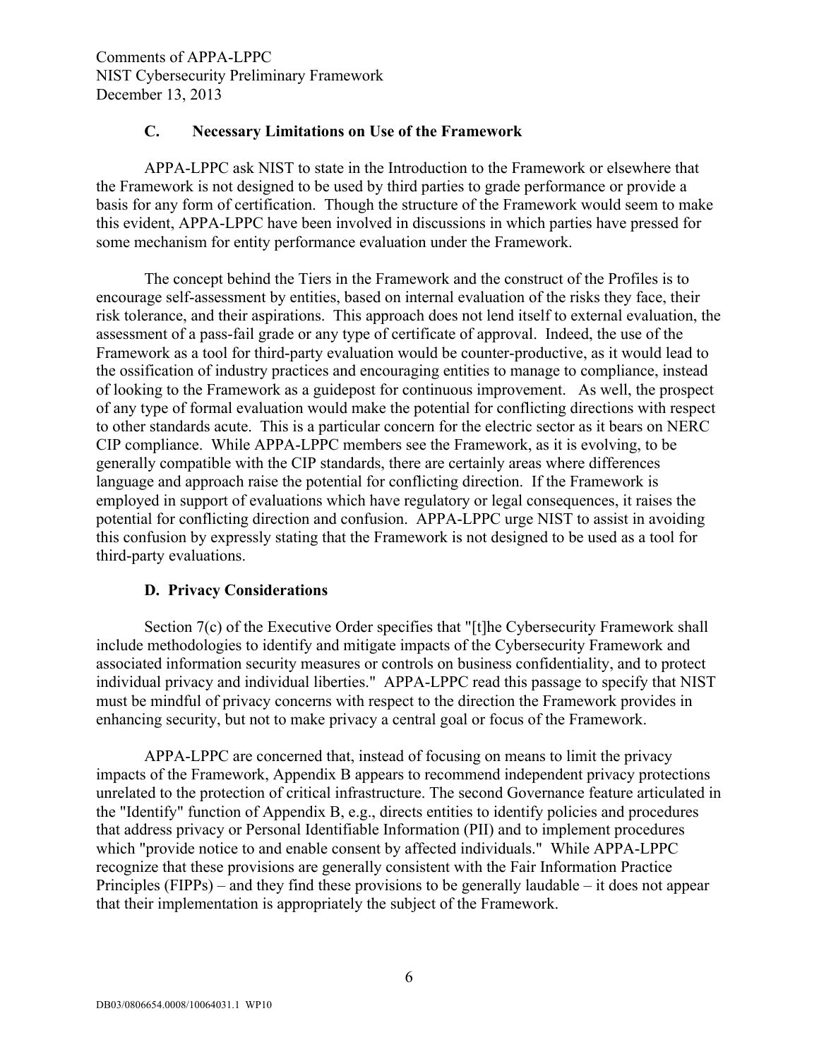### C. Necessary Limitations on Use of the Framework

APPA-LPPC ask NIST to state in the Introduction to the Framework or elsewhere that the Framework is not designed to be used by third parties to grade performance or provide a basis for any form of certification. Though the structure of the Framework would seem to make this evident, APPA-LPPC have been involved in discussions in which parties have pressed for some mechanism for entity performance evaluation under the Framework.

The concept behind the Tiers in the Framework and the construct of the Profiles is to encourage self-assessment by entities, based on internal evaluation of the risks they face, their risk tolerance, and their aspirations. This approach does not lend itself to external evaluation, the assessment of a pass-fail grade or any type of certificate of approval. Indeed, the use of the Framework as a tool for third-party evaluation would be counter-productive, as it would lead to the ossification of industry practices and encouraging entities to manage to compliance, instead of looking to the Framework as a guidepost for continuous improvement. As well, the prospect of any type of formal evaluation would make the potential for conflicting directions with respect to other standards acute. This is a particular concern for the electric sector as it bears on NERC CIP compliance. While APPA-LPPC members see the Framework, as it is evolving, to be generally compatible with the CIP standards, there are certainly areas where differences language and approach raise the potential for conflicting direction. If the Framework is employed in support of evaluations which have regulatory or legal consequences, it raises the potential for conflicting direction and confusion. APPA-LPPC urge NIST to assist in avoiding this confusion by expressly stating that the Framework is not designed to be used as a tool for third-party evaluations.

### D. Privacy Considerations

Section 7(c) of the Executive Order specifies that "[t]he Cybersecurity Framework shall include methodologies to identify and mitigate impacts of the Cybersecurity Framework and associated information security measures or controls on business confidentiality, and to protect individual privacy and individual liberties." APPA-LPPC read this passage to specify that NIST must be mindful of privacy concerns with respect to the direction the Framework provides in enhancing security, but not to make privacy a central goal or focus of the Framework.

APPA-LPPC are concerned that, instead of focusing on means to limit the privacy impacts of the Framework, Appendix B appears to recommend independent privacy protections unrelated to the protection of critical infrastructure. The second Governance feature articulated in the "Identify" function of Appendix B, e.g., directs entities to identify policies and procedures that address privacy or Personal Identifiable Information (PII) and to implement procedures which "provide notice to and enable consent by affected individuals." While APPA-LPPC recognize that these provisions are generally consistent with the Fair Information Practice Principles (FIPPs) – and they find these provisions to be generally laudable – it does not appear that their implementation is appropriately the subject of the Framework.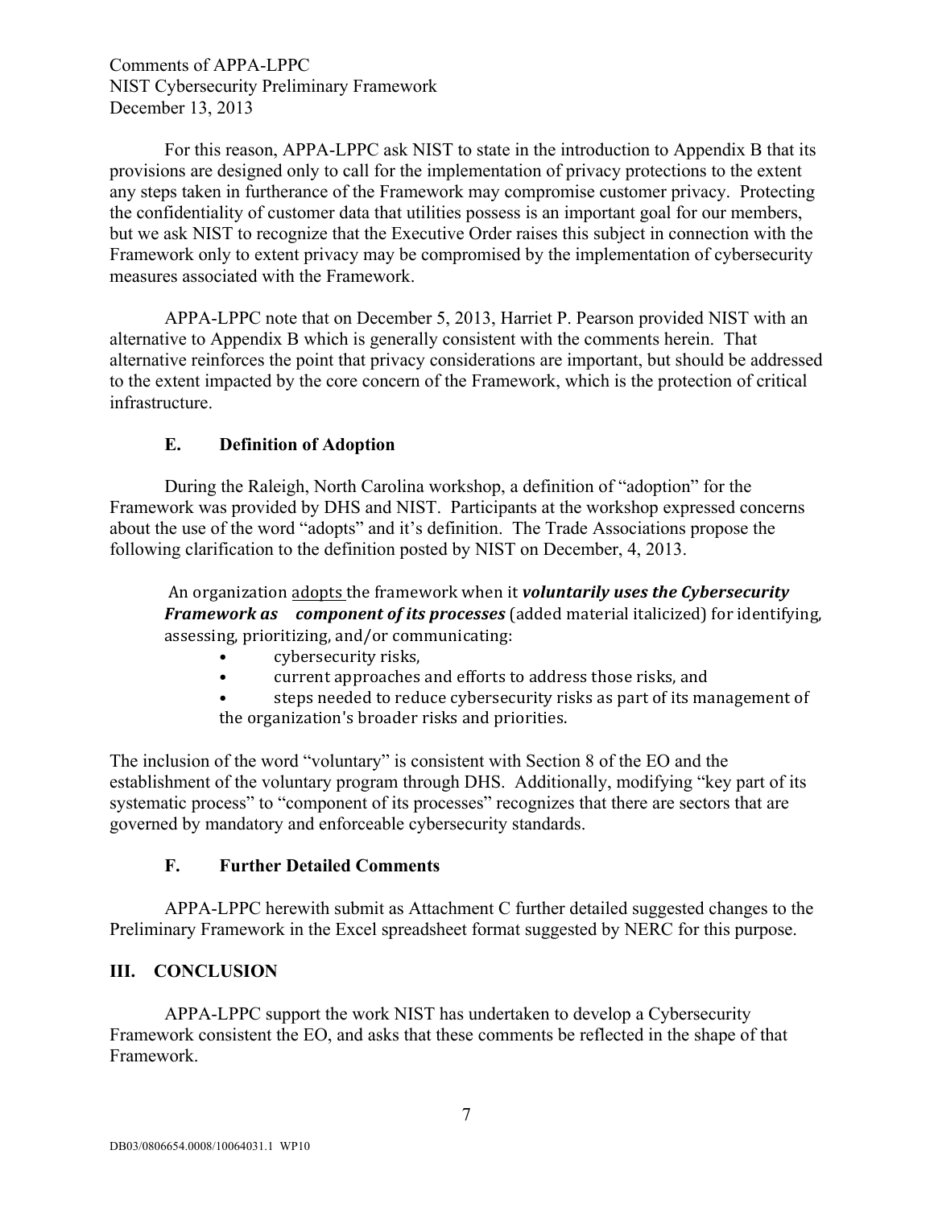For this reason, APPA-LPPC ask NIST to state in the introduction to Appendix B that its provisions are designed only to call for the implementation of privacy protections to the extent any steps taken in furtherance of the Framework may compromise customer privacy. Protecting the confidentiality of customer data that utilities possess is an important goal for our members, but we ask NIST to recognize that the Executive Order raises this subject in connection with the Framework only to extent privacy may be compromised by the implementation of cybersecurity measures associated with the Framework.

APPA-LPPC note that on December 5, 2013, Harriet P. Pearson provided NIST with an alternative to Appendix B which is generally consistent with the comments herein. That alternative reinforces the point that privacy considerations are important, but should be addressed to the extent impacted by the core concern of the Framework, which is the protection of critical infrastructure.

### E. Definition of Adoption

During the Raleigh, North Carolina workshop, a definition of "adoption" for the Framework was provided by DHS and NIST. Participants at the workshop expressed concerns about the use of the word "adopts" and it's definition. The Trade Associations propose the following clarification to the definition posted by NIST on December, 4, 2013.

> An organization <u>adopts</u> the framework when it ***voluntarily uses the Cybersecurity Framework as component of its processes*** (added material italicized) for identifying, assessing, prioritizing, and/or communicating:
>
> - cybersecurity risks,
> - current approaches and efforts to address those risks, and
> - steps needed to reduce cybersecurity risks as part of its management of the organization's broader risks and priorities.

The inclusion of the word "voluntary" is consistent with Section 8 of the EO and the establishment of the voluntary program through DHS. Additionally, modifying "key part of its systematic process" to "component of its processes" recognizes that there are sectors that are governed by mandatory and enforceable cybersecurity standards.

### F. Further Detailed Comments

APPA-LPPC herewith submit as Attachment C further detailed suggested changes to the Preliminary Framework in the Excel spreadsheet format suggested by NERC for this purpose.

## III. CONCLUSION

APPA-LPPC support the work NIST has undertaken to develop a Cybersecurity Framework consistent the EO, and asks that these comments be reflected in the shape of that Framework.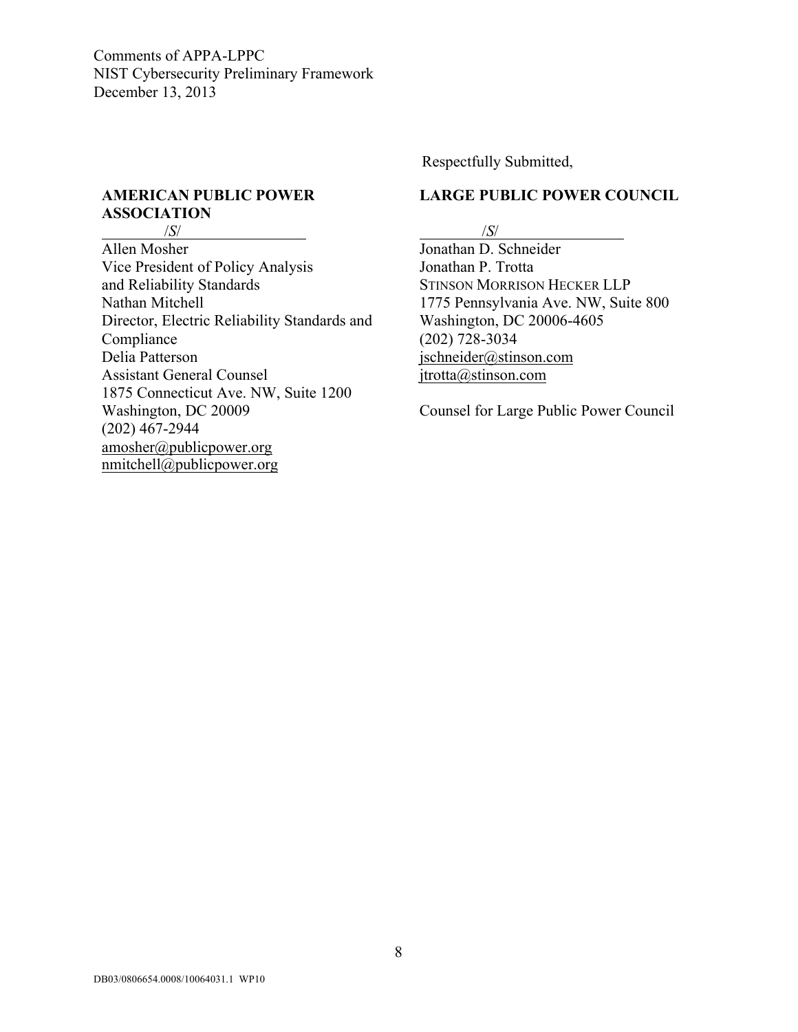Respectfully Submitted,

**AMERICAN PUBLIC POWER ASSOCIATION**

/S/

Allen Mosher
Vice President of Policy Analysis and Reliability Standards
Nathan Mitchell
Director, Electric Reliability Standards and Compliance
Delia Patterson
Assistant General Counsel
1875 Connecticut Ave. NW, Suite 1200
Washington, DC 20009
(202) 467-2944
amosher@publicpower.org
nmitchell@publicpower.org

**LARGE PUBLIC POWER COUNCIL**

/S/

Jonathan D. Schneider
Jonathan P. Trotta
STINSON MORRISON HECKER LLP
1775 Pennsylvania Ave. NW, Suite 800
Washington, DC 20006-4605
(202) 728-3034
jschneider@stinson.com
jtrotta@stinson.com

Counsel for Large Public Power Council

DB03/0806654.0008/10064031.1 WP10